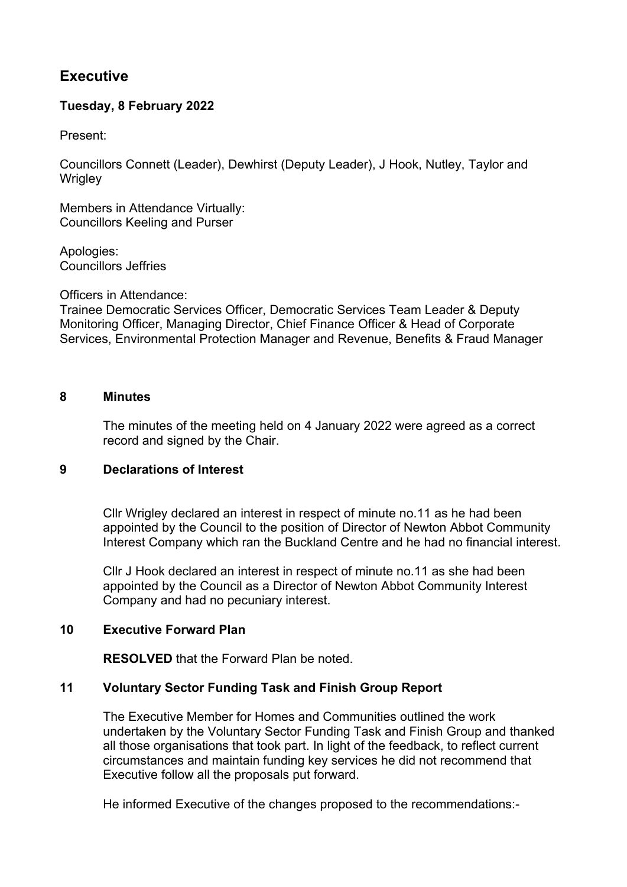# Executive

**Tuesday, 8 February 2022**

Present:

Councillors Connett (Leader), Dewhirst (Deputy Leader), J Hook, Nutley, Taylor and Wrigley

Members in Attendance Virtually:
Councillors Keeling and Purser

Apologies:
Councillors Jeffries

Officers in Attendance:
Trainee Democratic Services Officer, Democratic Services Team Leader & Deputy Monitoring Officer, Managing Director, Chief Finance Officer & Head of Corporate Services, Environmental Protection Manager and Revenue, Benefits & Fraud Manager

## 8 Minutes

The minutes of the meeting held on 4 January 2022 were agreed as a correct record and signed by the Chair.

## 9 Declarations of Interest

Cllr Wrigley declared an interest in respect of minute no.11 as he had been appointed by the Council to the position of Director of Newton Abbot Community Interest Company which ran the Buckland Centre and he had no financial interest.

Cllr J Hook declared an interest in respect of minute no.11 as she had been appointed by the Council as a Director of Newton Abbot Community Interest Company and had no pecuniary interest.

## 10 Executive Forward Plan

**RESOLVED** that the Forward Plan be noted.

## 11 Voluntary Sector Funding Task and Finish Group Report

The Executive Member for Homes and Communities outlined the work undertaken by the Voluntary Sector Funding Task and Finish Group and thanked all those organisations that took part. In light of the feedback, to reflect current circumstances and maintain funding key services he did not recommend that Executive follow all the proposals put forward.

He informed Executive of the changes proposed to the recommendations:-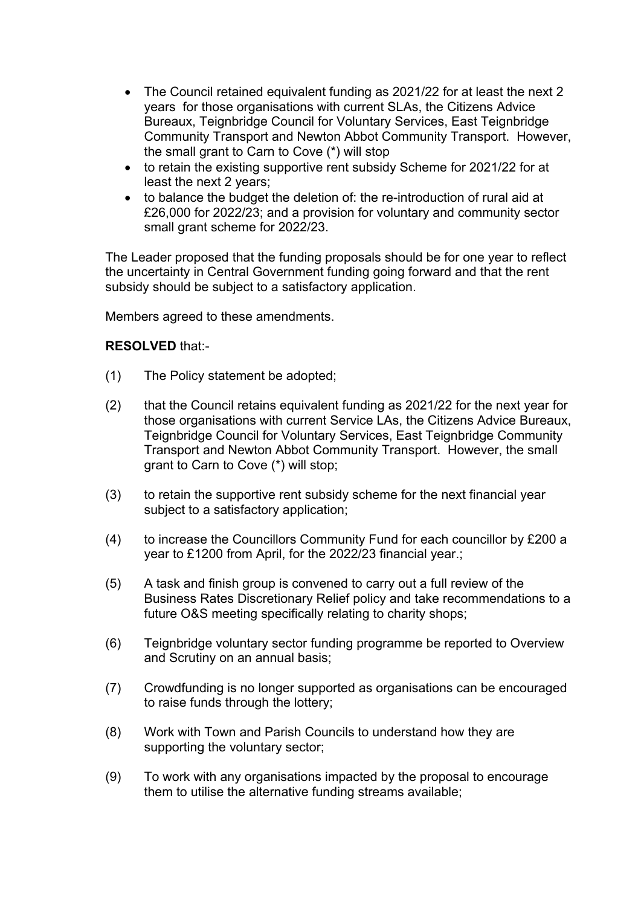- The Council retained equivalent funding as 2021/22 for at least the next 2 years for those organisations with current SLAs, the Citizens Advice Bureaux, Teignbridge Council for Voluntary Services, East Teignbridge Community Transport and Newton Abbot Community Transport. However, the small grant to Carn to Cove (*) will stop
- to retain the existing supportive rent subsidy Scheme for 2021/22 for at least the next 2 years;
- to balance the budget the deletion of: the re-introduction of rural aid at £26,000 for 2022/23; and a provision for voluntary and community sector small grant scheme for 2022/23.

The Leader proposed that the funding proposals should be for one year to reflect the uncertainty in Central Government funding going forward and that the rent subsidy should be subject to a satisfactory application.

Members agreed to these amendments.

**RESOLVED** that:-

(1) The Policy statement be adopted;

(2) that the Council retains equivalent funding as 2021/22 for the next year for those organisations with current Service LAs, the Citizens Advice Bureaux, Teignbridge Council for Voluntary Services, East Teignbridge Community Transport and Newton Abbot Community Transport. However, the small grant to Carn to Cove (*) will stop;

(3) to retain the supportive rent subsidy scheme for the next financial year subject to a satisfactory application;

(4) to increase the Councillors Community Fund for each councillor by £200 a year to £1200 from April, for the 2022/23 financial year.;

(5) A task and finish group is convened to carry out a full review of the Business Rates Discretionary Relief policy and take recommendations to a future O&S meeting specifically relating to charity shops;

(6) Teignbridge voluntary sector funding programme be reported to Overview and Scrutiny on an annual basis;

(7) Crowdfunding is no longer supported as organisations can be encouraged to raise funds through the lottery;

(8) Work with Town and Parish Councils to understand how they are supporting the voluntary sector;

(9) To work with any organisations impacted by the proposal to encourage them to utilise the alternative funding streams available;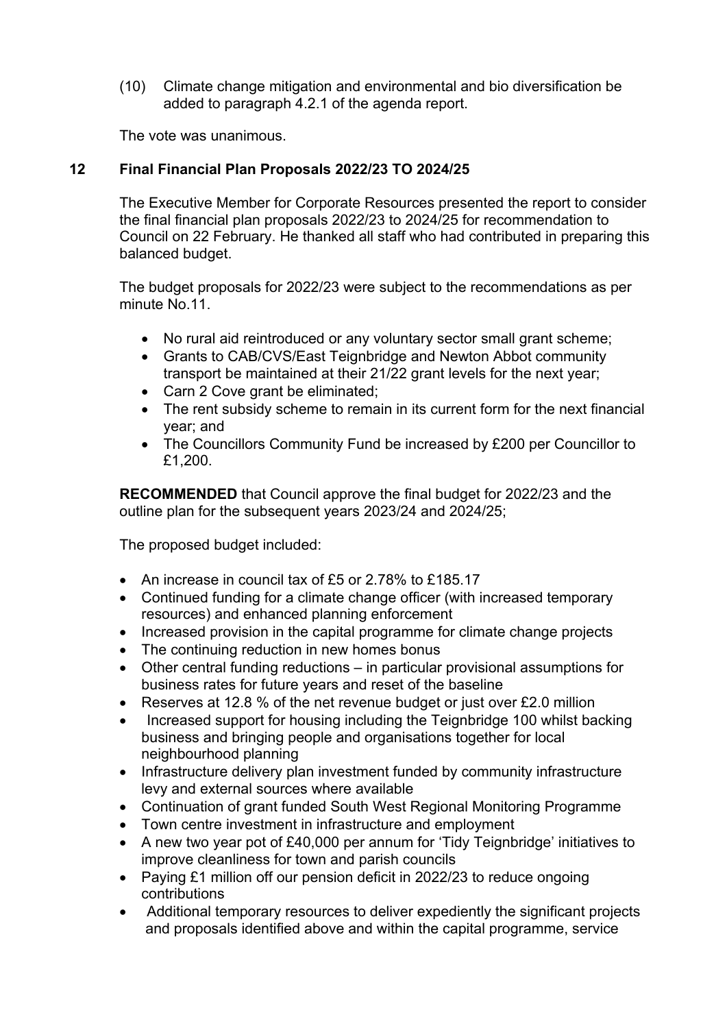(10) Climate change mitigation and environmental and bio diversification be added to paragraph 4.2.1 of the agenda report.

The vote was unanimous.

## 12 Final Financial Plan Proposals 2022/23 TO 2024/25

The Executive Member for Corporate Resources presented the report to consider the final financial plan proposals 2022/23 to 2024/25 for recommendation to Council on 22 February. He thanked all staff who had contributed in preparing this balanced budget.

The budget proposals for 2022/23 were subject to the recommendations as per minute No.11.

- No rural aid reintroduced or any voluntary sector small grant scheme;
- Grants to CAB/CVS/East Teignbridge and Newton Abbot community transport be maintained at their 21/22 grant levels for the next year;
- Carn 2 Cove grant be eliminated;
- The rent subsidy scheme to remain in its current form for the next financial year; and
- The Councillors Community Fund be increased by £200 per Councillor to £1,200.

**RECOMMENDED** that Council approve the final budget for 2022/23 and the outline plan for the subsequent years 2023/24 and 2024/25;

The proposed budget included:

- An increase in council tax of £5 or 2.78% to £185.17
- Continued funding for a climate change officer (with increased temporary resources) and enhanced planning enforcement
- Increased provision in the capital programme for climate change projects
- The continuing reduction in new homes bonus
- Other central funding reductions – in particular provisional assumptions for business rates for future years and reset of the baseline
- Reserves at 12.8 % of the net revenue budget or just over £2.0 million
- Increased support for housing including the Teignbridge 100 whilst backing business and bringing people and organisations together for local neighbourhood planning
- Infrastructure delivery plan investment funded by community infrastructure levy and external sources where available
- Continuation of grant funded South West Regional Monitoring Programme
- Town centre investment in infrastructure and employment
- A new two year pot of £40,000 per annum for 'Tidy Teignbridge' initiatives to improve cleanliness for town and parish councils
- Paying £1 million off our pension deficit in 2022/23 to reduce ongoing contributions
- Additional temporary resources to deliver expediently the significant projects and proposals identified above and within the capital programme, service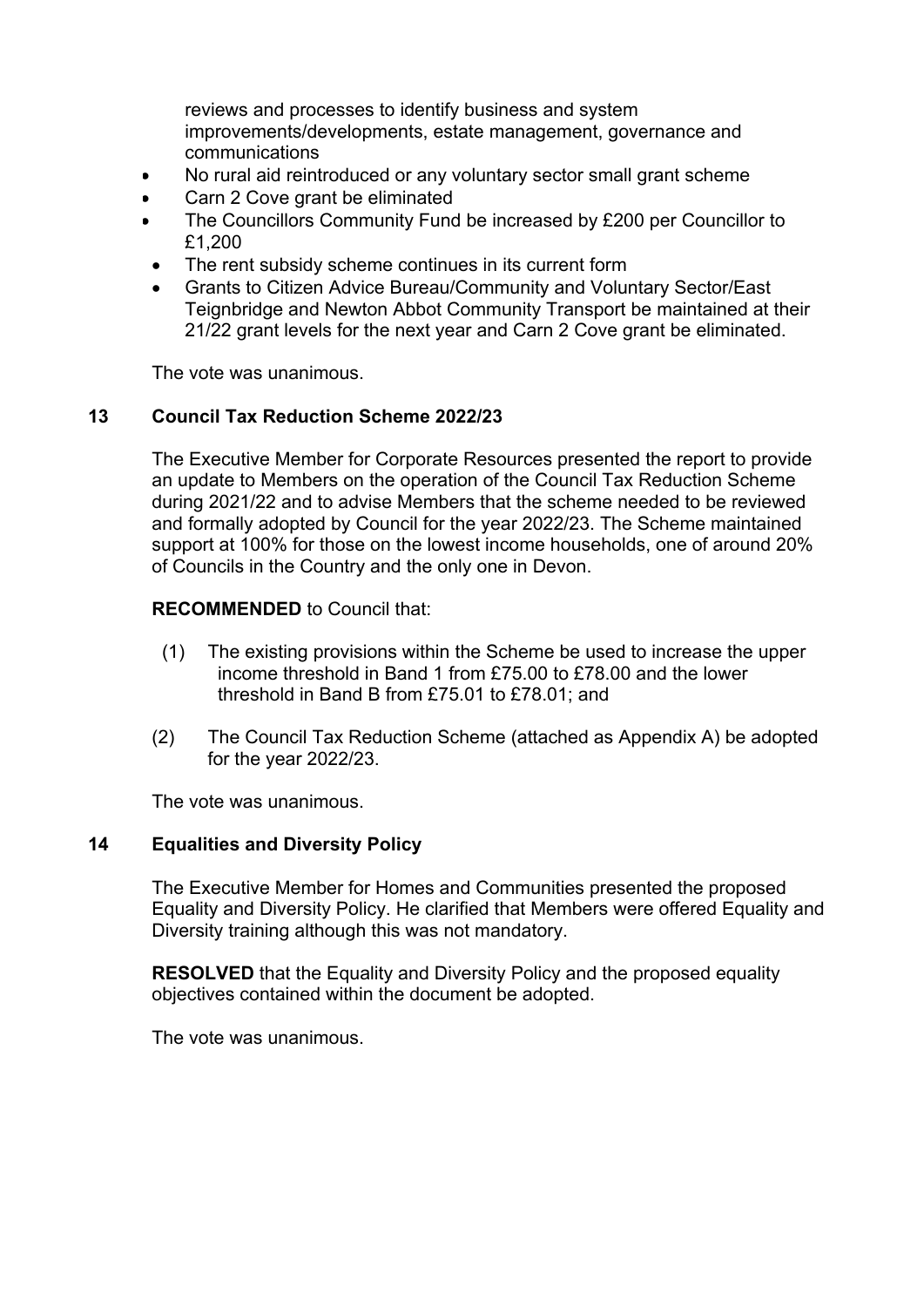reviews and processes to identify business and system improvements/developments, estate management, governance and communications

- No rural aid reintroduced or any voluntary sector small grant scheme
- Carn 2 Cove grant be eliminated
- The Councillors Community Fund be increased by £200 per Councillor to £1,200
- The rent subsidy scheme continues in its current form
- Grants to Citizen Advice Bureau/Community and Voluntary Sector/East Teignbridge and Newton Abbot Community Transport be maintained at their 21/22 grant levels for the next year and Carn 2 Cove grant be eliminated.

The vote was unanimous.

## 13 Council Tax Reduction Scheme 2022/23

The Executive Member for Corporate Resources presented the report to provide an update to Members on the operation of the Council Tax Reduction Scheme during 2021/22 and to advise Members that the scheme needed to be reviewed and formally adopted by Council for the year 2022/23. The Scheme maintained support at 100% for those on the lowest income households, one of around 20% of Councils in the Country and the only one in Devon.

**RECOMMENDED** to Council that:

(1) The existing provisions within the Scheme be used to increase the upper income threshold in Band 1 from £75.00 to £78.00 and the lower threshold in Band B from £75.01 to £78.01; and

(2) The Council Tax Reduction Scheme (attached as Appendix A) be adopted for the year 2022/23.

The vote was unanimous.

## 14 Equalities and Diversity Policy

The Executive Member for Homes and Communities presented the proposed Equality and Diversity Policy. He clarified that Members were offered Equality and Diversity training although this was not mandatory.

**RESOLVED** that the Equality and Diversity Policy and the proposed equality objectives contained within the document be adopted.

The vote was unanimous.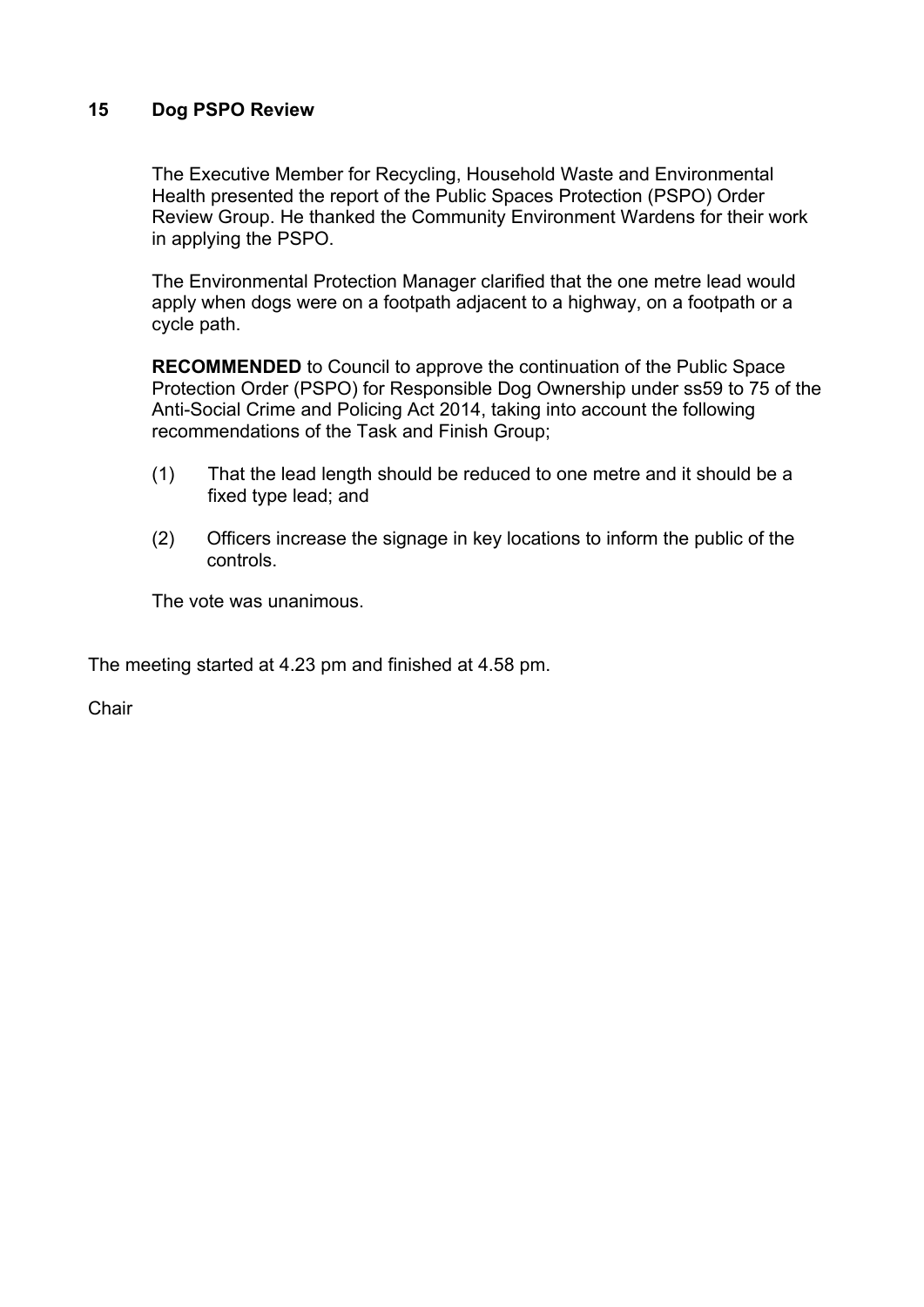## 15 Dog PSPO Review

The Executive Member for Recycling, Household Waste and Environmental Health presented the report of the Public Spaces Protection (PSPO) Order Review Group. He thanked the Community Environment Wardens for their work in applying the PSPO.

The Environmental Protection Manager clarified that the one metre lead would apply when dogs were on a footpath adjacent to a highway, on a footpath or a cycle path.

**RECOMMENDED** to Council to approve the continuation of the Public Space Protection Order (PSPO) for Responsible Dog Ownership under ss59 to 75 of the Anti-Social Crime and Policing Act 2014, taking into account the following recommendations of the Task and Finish Group;

(1) That the lead length should be reduced to one metre and it should be a fixed type lead; and

(2) Officers increase the signage in key locations to inform the public of the controls.

The vote was unanimous.

The meeting started at 4.23 pm and finished at 4.58 pm.

Chair